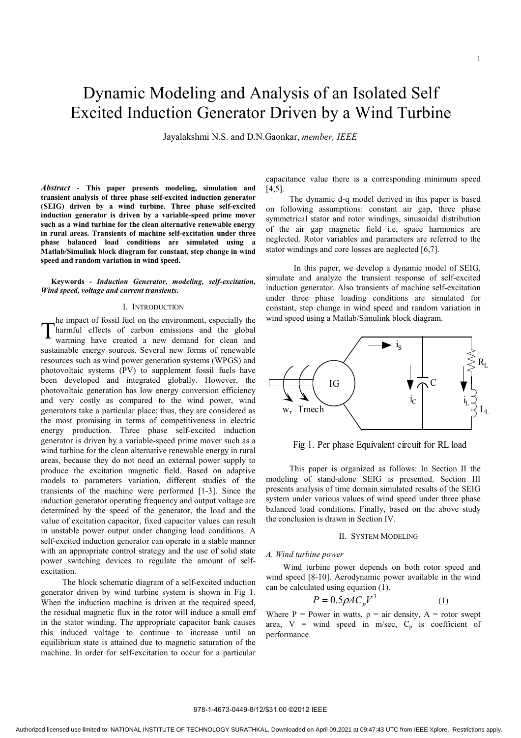# Dynamic Modeling and Analysis of an Isolated Self Excited Induction Generator Driven by a Wind Turbine

Jayalakshmi N.S. and D.N.Gaonkar, *member, IEEE*

***Abstract*** - **This paper presents modeling, simulation and transient analysis of three phase self-excited induction generator (SEIG) driven by a wind turbine. Three phase self-excited induction generator is driven by a variable-speed prime mover such as a wind turbine for the clean alternative renewable energy in rural areas. Transients of machine self-excitation under three phase balanced load conditions are simulated using a Matlab/Simulink block diagram for constant, step change in wind speed and random variation in wind speed.**

**Keywords -** ***Induction Generator, modeling, self-excitation, Wind speed, voltage and current transients.***

## I. Introduction

The impact of fossil fuel on the environment, especially the harmful effects of carbon emissions and the global warming have created a new demand for clean and sustainable energy sources. Several new forms of renewable resources such as wind power generation systems (WPGS) and photovoltaic systems (PV) to supplement fossil fuels have been developed and integrated globally. However, the photovoltaic generation has low energy conversion efficiency and very costly as compared to the wind power, wind generators take a particular place; thus, they are considered as the most promising in terms of competitiveness in electric energy production. Three phase self-excited induction generator is driven by a variable-speed prime mover such as a wind turbine for the clean alternative renewable energy in rural areas, because they do not need an external power supply to produce the excitation magnetic field. Based on adaptive models to parameters variation, different studies of the transients of the machine were performed [1-3]. Since the induction generator operating frequency and output voltage are determined by the speed of the generator, the load and the value of excitation capacitor, fixed capacitor values can result in unstable power output under changing load conditions. A self-excited induction generator can operate in a stable manner with an appropriate control strategy and the use of solid state power switching devices to regulate the amount of self-excitation.

The block schematic diagram of a self-excited induction generator driven by wind turbine system is shown in Fig 1. When the induction machine is driven at the required speed, the residual magnetic flux in the rotor will induce a small emf in the stator winding. The appropriate capacitor bank causes this induced voltage to continue to increase until an equilibrium state is attained due to magnetic saturation of the machine. In order for self-excitation to occur for a particular capacitance value there is a corresponding minimum speed [4,5].

The dynamic d-q model derived in this paper is based on following assumptions: constant air gap, three phase symmetrical stator and rotor windings, sinusoidal distribution of the air gap magnetic field i.e, space harmonics are neglected. Rotor variables and parameters are referred to the stator windings and core losses are neglected [6,7].

In this paper, we develop a dynamic model of SEIG, simulate and analyze the transient response of self-excited induction generator. Also transients of machine self-excitation under three phase loading conditions are simulated for constant, step change in wind speed and random variation in wind speed using a Matlab/Simulink block diagram.

IG

$i_S$ $R_L$ C $i_C$ $i_L$ $L_L$

$w_r$ Tmech

Fig 1. Per phase Equivalent circuit for RL load

This paper is organized as follows: In Section II the modeling of stand-alone SEIG is presented. Section III presents analysis of time domain simulated results of the SEIG system under various values of wind speed under three phase balanced load conditions. Finally, based on the above study the conclusion is drawn in Section IV.

## II. System Modeling

### *A. Wind turbine power*

Wind turbine power depends on both rotor speed and wind speed [8-10]. Aerodynamic power available in the wind can be calculated using equation (1).

$$P = 0.5\rho A C_p V^3 \qquad (1)$$

Where P = Power in watts, $\rho$ = air density, A = rotor swept area, V = wind speed in m/sec, $C_p$ is coefficient of performance.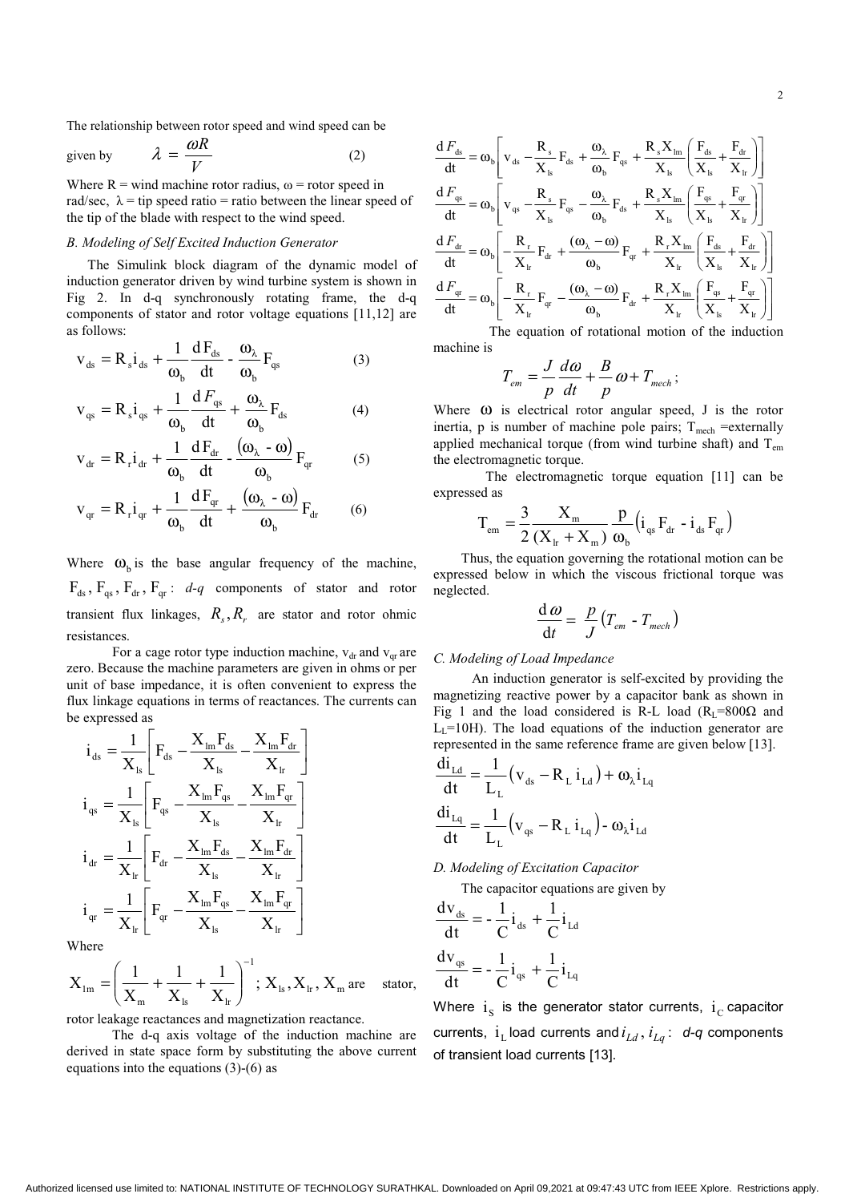The relationship between rotor speed and wind speed can be given by

$$\lambda = \frac{\omega R}{V} \tag{2}$$

Where R = wind machine rotor radius, ω = rotor speed in rad/sec, λ = tip speed ratio = ratio between the linear speed of the tip of the blade with respect to the wind speed.

### *B. Modeling of Self Excited Induction Generator*

The Simulink block diagram of the dynamic model of induction generator driven by wind turbine system is shown in Fig 2. In d-q synchronously rotating frame, the d-q components of stator and rotor voltage equations [11,12] are as follows:

$$v_{ds} = R_s i_{ds} + \frac{1}{\omega_b}\frac{dF_{ds}}{dt} - \frac{\omega_\lambda}{\omega_b}F_{qs} \tag{3}$$

$$v_{qs} = R_s i_{qs} + \frac{1}{\omega_b}\frac{dF_{qs}}{dt} + \frac{\omega_\lambda}{\omega_b}F_{ds} \tag{4}$$

$$v_{dr} = R_r i_{dr} + \frac{1}{\omega_b}\frac{dF_{dr}}{dt} - \frac{(\omega_\lambda - \omega)}{\omega_b}F_{qr} \tag{5}$$

$$v_{qr} = R_r i_{qr} + \frac{1}{\omega_b}\frac{dF_{qr}}{dt} + \frac{(\omega_\lambda - \omega)}{\omega_b}F_{dr} \tag{6}$$

Where $\omega_b$ is the base angular frequency of the machine, $F_{ds}, F_{qs}, F_{dr}, F_{qr}$: *d-q* components of stator and rotor transient flux linkages, $R_s, R_r$ are stator and rotor ohmic resistances.

For a cage rotor type induction machine, $v_{dr}$ and $v_{qr}$ are zero. Because the machine parameters are given in ohms or per unit of base impedance, it is often convenient to express the flux linkage equations in terms of reactances. The currents can be expressed as

$$i_{ds} = \frac{1}{X_{ls}}\left[F_{ds} - \frac{X_{lm}F_{ds}}{X_{ls}} - \frac{X_{lm}F_{dr}}{X_{lr}}\right]$$

$$i_{qs} = \frac{1}{X_{ls}}\left[F_{qs} - \frac{X_{lm}F_{qs}}{X_{ls}} - \frac{X_{lm}F_{qr}}{X_{lr}}\right]$$

$$i_{dr} = \frac{1}{X_{lr}}\left[F_{dr} - \frac{X_{lm}F_{ds}}{X_{ls}} - \frac{X_{lm}F_{dr}}{X_{lr}}\right]$$

$$i_{qr} = \frac{1}{X_{lr}}\left[F_{qr} - \frac{X_{lm}F_{qs}}{X_{ls}} - \frac{X_{lm}F_{qr}}{X_{lr}}\right]$$

Where

$X_{lm} = \left(\frac{1}{X_m} + \frac{1}{X_{ls}} + \frac{1}{X_{lr}}\right)^{-1}$; $X_{ls}, X_{lr}, X_m$ are stator, rotor leakage reactances and magnetization reactance.

The d-q axis voltage of the induction machine are derived in state space form by substituting the above current equations into the equations (3)-(6) as

$$\frac{dF_{ds}}{dt} = \omega_b\left[v_{ds} - \frac{R_s}{X_{ls}}F_{ds} + \frac{\omega_\lambda}{\omega_b}F_{qs} + \frac{R_s X_{lm}}{X_{ls}}\left(\frac{F_{ds}}{X_{ls}} + \frac{F_{dr}}{X_{lr}}\right)\right]$$

$$\frac{dF_{qs}}{dt} = \omega_b\left[v_{qs} - \frac{R_s}{X_{ls}}F_{qs} - \frac{\omega_\lambda}{\omega_b}F_{ds} + \frac{R_s X_{lm}}{X_{ls}}\left(\frac{F_{qs}}{X_{ls}} + \frac{F_{qr}}{X_{lr}}\right)\right]$$

$$\frac{dF_{dr}}{dt} = \omega_b\left[-\frac{R_r}{X_{lr}}F_{dr} + \frac{(\omega_\lambda - \omega)}{\omega_b}F_{qr} + \frac{R_r X_{lm}}{X_{lr}}\left(\frac{F_{ds}}{X_{ls}} + \frac{F_{dr}}{X_{lr}}\right)\right]$$

$$\frac{dF_{qr}}{dt} = \omega_b\left[-\frac{R_r}{X_{lr}}F_{qr} - \frac{(\omega_\lambda - \omega)}{\omega_b}F_{dr} + \frac{R_r X_{lm}}{X_{lr}}\left(\frac{F_{qs}}{X_{ls}} + \frac{F_{qr}}{X_{lr}}\right)\right]$$

The equation of rotational motion of the induction machine is

$$T_{em} = \frac{J}{p}\frac{d\omega}{dt} + \frac{B}{p}\omega + T_{mech};$$

Where ω is electrical rotor angular speed, J is the rotor inertia, p is number of machine pole pairs; $T_{mech}$ =externally applied mechanical torque (from wind turbine shaft) and $T_{em}$ the electromagnetic torque.

The electromagnetic torque equation [11] can be expressed as

$$T_{em} = \frac{3}{2}\frac{X_m}{(X_{lr} + X_m)}\frac{p}{\omega_b}\left(i_{qs}F_{dr} - i_{ds}F_{qr}\right)$$

Thus, the equation governing the rotational motion can be expressed below in which the viscous frictional torque was neglected.

$$\frac{d\omega}{dt} = \frac{p}{J}\left(T_{em} - T_{mech}\right)$$

### *C. Modeling of Load Impedance*

An induction generator is self-excited by providing the magnetizing reactive power by a capacitor bank as shown in Fig 1 and the load considered is R-L load ($R_L$=800Ω and $L_L$=10H). The load equations of the induction generator are represented in the same reference frame are given below [13].

$$\frac{di_{Ld}}{dt} = \frac{1}{L_L}\left(v_{ds} - R_L\, i_{Ld}\right) + \omega_\lambda i_{Lq}$$

$$\frac{di_{Lq}}{dt} = \frac{1}{L_L}\left(v_{qs} - R_L\, i_{Lq}\right) - \omega_\lambda i_{Ld}$$

### *D. Modeling of Excitation Capacitor*

The capacitor equations are given by

$$\frac{dv_{ds}}{dt} = -\frac{1}{C}i_{ds} + \frac{1}{C}i_{Ld}$$

$$\frac{dv_{qs}}{dt} = -\frac{1}{C}i_{qs} + \frac{1}{C}i_{Lq}$$

Where $i_S$ is the generator stator currents, $i_C$ capacitor currents, $i_L$ load currents and $i_{Ld}, i_{Lq}$: *d-q* components of transient load currents [13].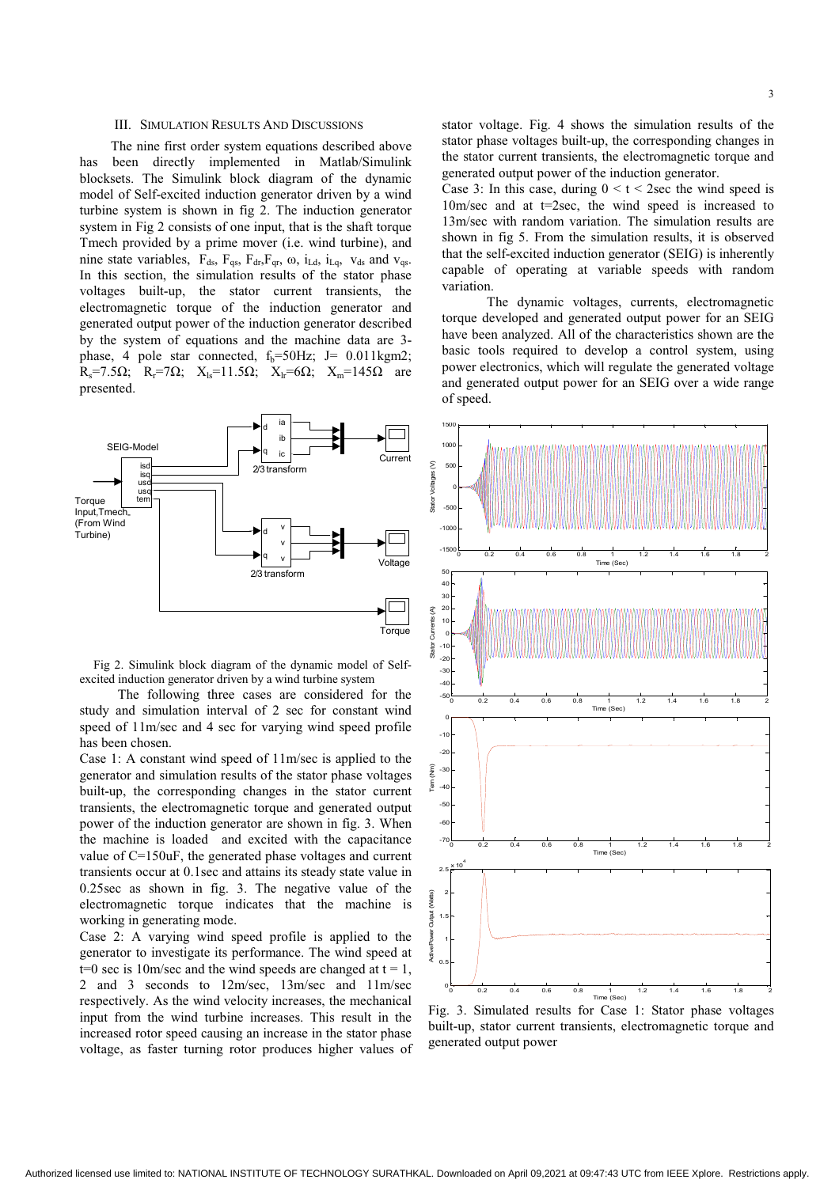## III. Simulation Results And Discussions

The nine first order system equations described above has been directly implemented in Matlab/Simulink blocksets. The Simulink block diagram of the dynamic model of Self-excited induction generator driven by a wind turbine system is shown in fig 2. The induction generator system in Fig 2 consists of one input, that is the shaft torque Tmech provided by a prime mover (i.e. wind turbine), and nine state variables, $F_{ds}$, $F_{qs}$, $F_{dr}$, $F_{qr}$, $\omega$, $i_{Ld}$, $i_{Lq}$, $v_{ds}$ and $v_{qs}$. In this section, the simulation results of the stator phase voltages built-up, the stator current transients, the electromagnetic torque of the induction generator and generated output power of the induction generator described by the system of equations and the machine data are 3-phase, 4 pole star connected, $f_b$=50Hz; J= 0.011kgm2; $R_s$=7.5Ω; $R_r$=7Ω; $X_{ls}$=11.5Ω; $X_{lr}$=6Ω; $X_m$=145Ω are presented.

Fig 2. Simulink block diagram of the dynamic model of Self-excited induction generator driven by a wind turbine system

The following three cases are considered for the study and simulation interval of 2 sec for constant wind speed of 11m/sec and 4 sec for varying wind speed profile has been chosen.

Case 1: A constant wind speed of 11m/sec is applied to the generator and simulation results of the stator phase voltages built-up, the corresponding changes in the stator current transients, the electromagnetic torque and generated output power of the induction generator are shown in fig. 3. When the machine is loaded and excited with the capacitance value of C=150uF, the generated phase voltages and current transients occur at 0.1sec and attains its steady state value in 0.25sec as shown in fig. 3. The negative value of the electromagnetic torque indicates that the machine is working in generating mode.

Case 2: A varying wind speed profile is applied to the generator to investigate its performance. The wind speed at t=0 sec is 10m/sec and the wind speeds are changed at t = 1, 2 and 3 seconds to 12m/sec, 13m/sec and 11m/sec respectively. As the wind velocity increases, the mechanical input from the wind turbine increases. This result in the increased rotor speed causing an increase in the stator phase voltage, as faster turning rotor produces higher values of stator voltage. Fig. 4 shows the simulation results of the stator phase voltages built-up, the corresponding changes in the stator current transients, the electromagnetic torque and generated output power of the induction generator.

Case 3: In this case, during $0 < t < 2$sec the wind speed is 10m/sec and at t=2sec, the wind speed is increased to 13m/sec with random variation. The simulation results are shown in fig 5. From the simulation results, it is observed that the self-excited induction generator (SEIG) is inherently capable of operating at variable speeds with random variation.

The dynamic voltages, currents, electromagnetic torque developed and generated output power for an SEIG have been analyzed. All of the characteristics shown are the basic tools required to develop a control system, using power electronics, which will regulate the generated voltage and generated output power for an SEIG over a wide range of speed.

Fig. 3. Simulated results for Case 1: Stator phase voltages built-up, stator current transients, electromagnetic torque and generated output power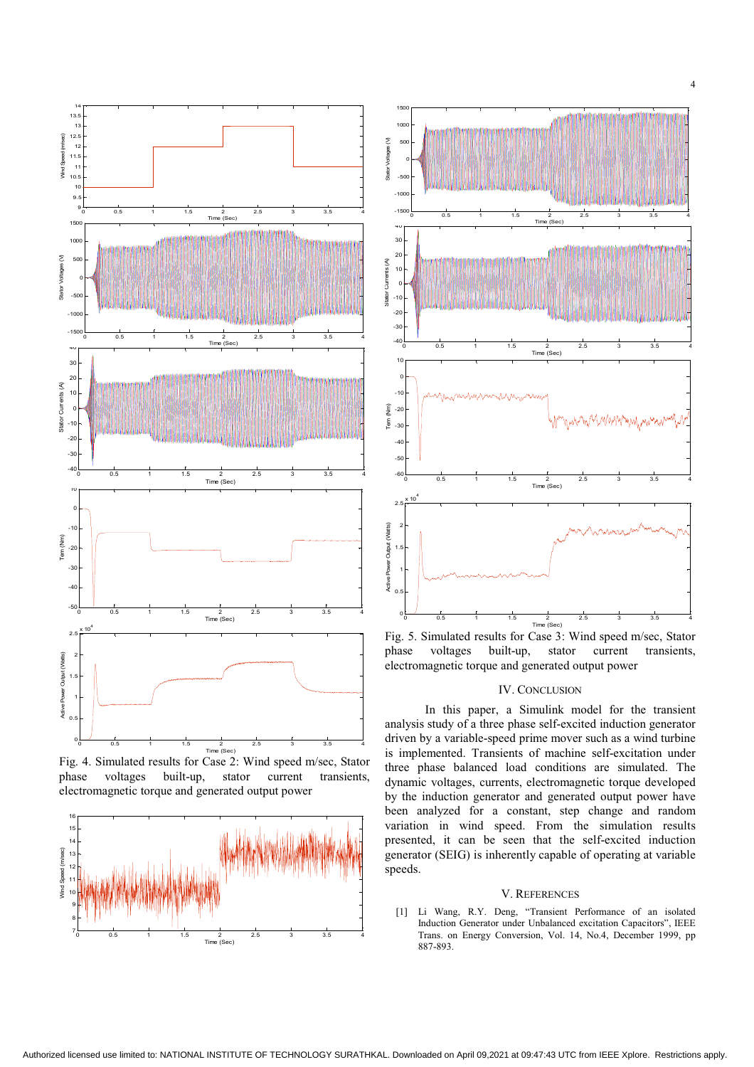Fig. 4. Simulated results for Case 2: Wind speed m/sec, Stator phase voltages built-up, stator current transients, electromagnetic torque and generated output power

Fig. 5. Simulated results for Case 3: Wind speed m/sec, Stator phase voltages built-up, stator current transients, electromagnetic torque developed and generated output power

## IV. CONCLUSION

In this paper, a Simulink model for the transient analysis study of a three phase self-excited induction generator driven by a variable-speed prime mover such as a wind turbine is implemented. Transients of machine self-excitation under three phase balanced load conditions are simulated. The dynamic voltages, currents, electromagnetic torque developed by the induction generator and generated output power have been analyzed for a constant, step change and random variation in wind speed. From the simulation results presented, it can be seen that the self-excited induction generator (SEIG) is inherently capable of operating at variable speeds.

## V. REFERENCES

[1] Li Wang, R.Y. Deng, "Transient Performance of an isolated Induction Generator under Unbalanced excitation Capacitors", IEEE Trans. on Energy Conversion, Vol. 14, No.4, December 1999, pp 887-893.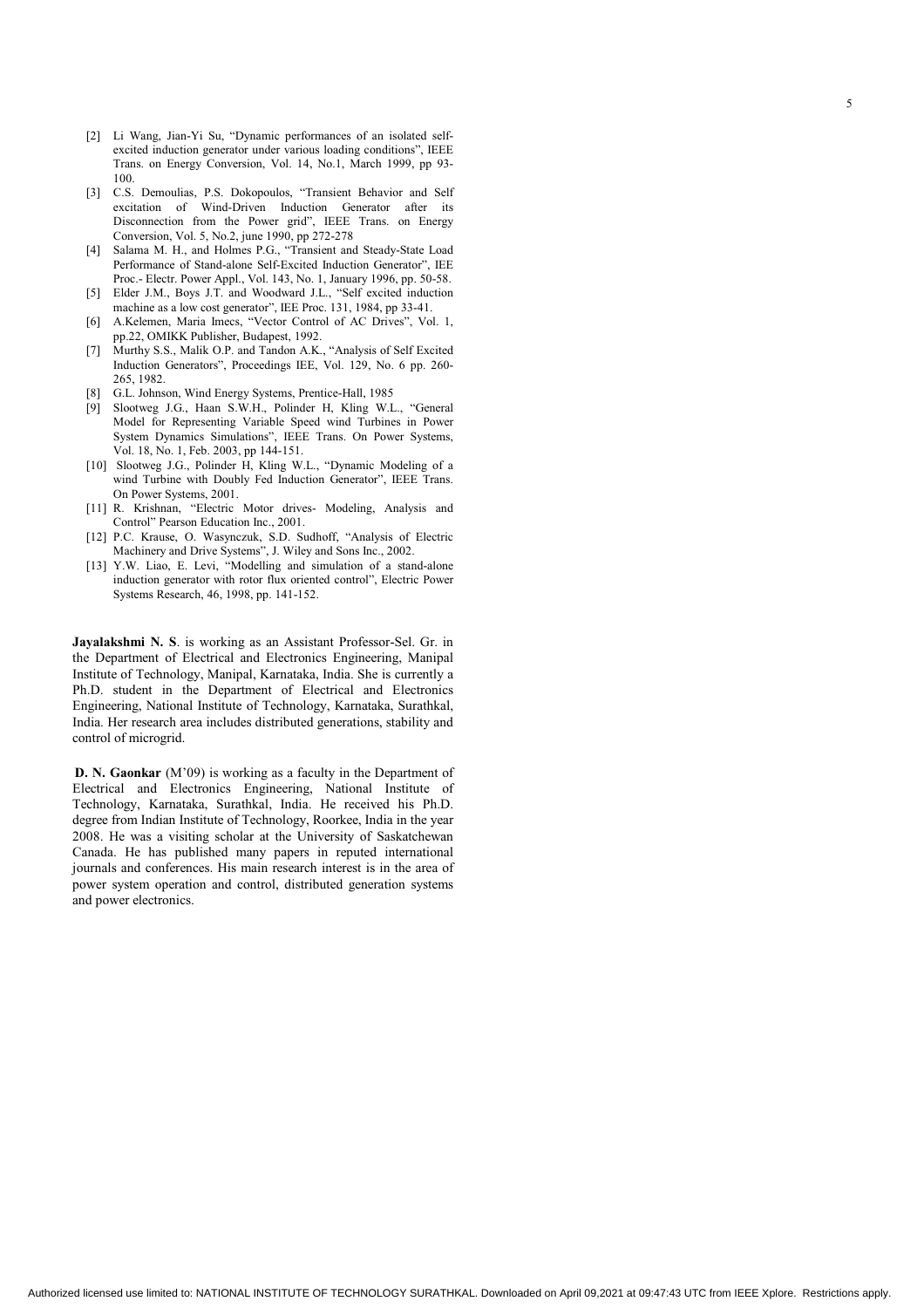[2] Li Wang, Jian-Yi Su, "Dynamic performances of an isolated self-excited induction generator under various loading conditions", IEEE Trans. on Energy Conversion, Vol. 14, No.1, March 1999, pp 93-100.

[3] C.S. Demoulias, P.S. Dokopoulos, "Transient Behavior and Self excitation of Wind-Driven Induction Generator after its Disconnection from the Power grid", IEEE Trans. on Energy Conversion, Vol. 5, No.2, june 1990, pp 272-278

[4] Salama M. H., and Holmes P.G., "Transient and Steady-State Load Performance of Stand-alone Self-Excited Induction Generator", IEE Proc.- Electr. Power Appl., Vol. 143, No. 1, January 1996, pp. 50-58.

[5] Elder J.M., Boys J.T. and Woodward J.L., "Self excited induction machine as a low cost generator", IEE Proc. 131, 1984, pp 33-41.

[6] A.Kelemen, Maria Imecs, "Vector Control of AC Drives", Vol. 1, pp.22, OMIKK Publisher, Budapest, 1992.

[7] Murthy S.S., Malik O.P. and Tandon A.K., "Analysis of Self Excited Induction Generators", Proceedings IEE, Vol. 129, No. 6 pp. 260-265, 1982.

[8] G.L. Johnson, Wind Energy Systems, Prentice-Hall, 1985

[9] Slootweg J.G., Haan S.W.H., Polinder H, Kling W.L., "General Model for Representing Variable Speed wind Turbines in Power System Dynamics Simulations", IEEE Trans. On Power Systems, Vol. 18, No. 1, Feb. 2003, pp 144-151.

[10] Slootweg J.G., Polinder H, Kling W.L., "Dynamic Modeling of a wind Turbine with Doubly Fed Induction Generator", IEEE Trans. On Power Systems, 2001.

[11] R. Krishnan, "Electric Motor drives- Modeling, Analysis and Control" Pearson Education Inc., 2001.

[12] P.C. Krause, O. Wasynczuk, S.D. Sudhoff, "Analysis of Electric Machinery and Drive Systems", J. Wiley and Sons Inc., 2002.

[13] Y.W. Liao, E. Levi, "Modelling and simulation of a stand-alone induction generator with rotor flux oriented control", Electric Power Systems Research, 46, 1998, pp. 141-152.

**Jayalakshmi N. S**. is working as an Assistant Professor-Sel. Gr. in the Department of Electrical and Electronics Engineering, Manipal Institute of Technology, Manipal, Karnataka, India. She is currently a Ph.D. student in the Department of Electrical and Electronics Engineering, National Institute of Technology, Karnataka, Surathkal, India. Her research area includes distributed generations, stability and control of microgrid.

**D. N. Gaonkar** (M'09) is working as a faculty in the Department of Electrical and Electronics Engineering, National Institute of Technology, Karnataka, Surathkal, India. He received his Ph.D. degree from Indian Institute of Technology, Roorkee, India in the year 2008. He was a visiting scholar at the University of Saskatchewan Canada. He has published many papers in reputed international journals and conferences. His main research interest is in the area of power system operation and control, distributed generation systems and power electronics.